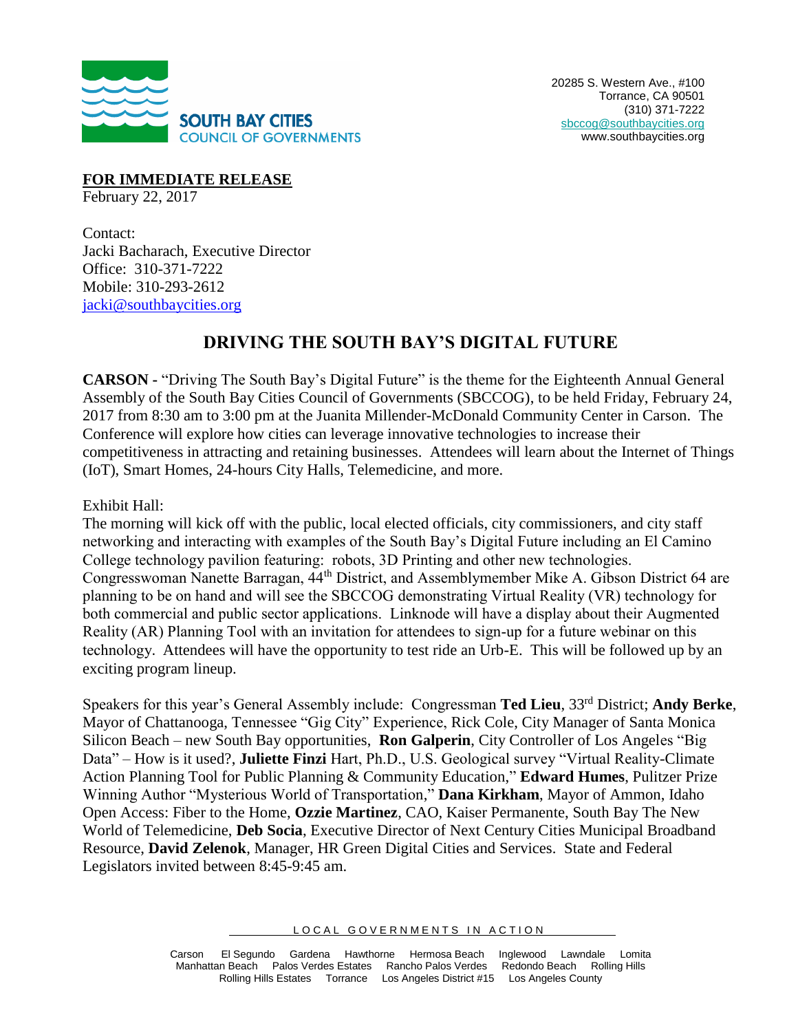**SOUTH BAY CITIES**
**COUNCIL OF GOVERNMENTS**

20285 S. Western Ave., #100
Torrance, CA 90501
(310) 371-7222
sbccog@southbaycities.org
www.southbaycities.org

**FOR IMMEDIATE RELEASE**
February 22, 2017

Contact:
Jacki Bacharach, Executive Director
Office: 310-371-7222
Mobile: 310-293-2612
jacki@southbaycities.org

# DRIVING THE SOUTH BAY'S DIGITAL FUTURE

**CARSON** - "Driving The South Bay's Digital Future" is the theme for the Eighteenth Annual General Assembly of the South Bay Cities Council of Governments (SBCCOG), to be held Friday, February 24, 2017 from 8:30 am to 3:00 pm at the Juanita Millender-McDonald Community Center in Carson. The Conference will explore how cities can leverage innovative technologies to increase their competitiveness in attracting and retaining businesses. Attendees will learn about the Internet of Things (IoT), Smart Homes, 24-hours City Halls, Telemedicine, and more.

Exhibit Hall:
The morning will kick off with the public, local elected officials, city commissioners, and city staff networking and interacting with examples of the South Bay's Digital Future including an El Camino College technology pavilion featuring: robots, 3D Printing and other new technologies. Congresswoman Nanette Barragan, 44th District, and Assemblymember Mike A. Gibson District 64 are planning to be on hand and will see the SBCCOG demonstrating Virtual Reality (VR) technology for both commercial and public sector applications. Linknode will have a display about their Augmented Reality (AR) Planning Tool with an invitation for attendees to sign-up for a future webinar on this technology. Attendees will have the opportunity to test ride an Urb-E. This will be followed up by an exciting program lineup.

Speakers for this year's General Assembly include: Congressman **Ted Lieu**, 33rd District; **Andy Berke**, Mayor of Chattanooga, Tennessee "Gig City" Experience, Rick Cole, City Manager of Santa Monica Silicon Beach – new South Bay opportunities, **Ron Galperin**, City Controller of Los Angeles "Big Data" – How is it used?, **Juliette Finzi** Hart, Ph.D., U.S. Geological survey "Virtual Reality-Climate Action Planning Tool for Public Planning & Community Education," **Edward Humes**, Pulitzer Prize Winning Author "Mysterious World of Transportation," **Dana Kirkham**, Mayor of Ammon, Idaho Open Access: Fiber to the Home, **Ozzie Martinez**, CAO, Kaiser Permanente, South Bay The New World of Telemedicine, **Deb Socia**, Executive Director of Next Century Cities Municipal Broadband Resource, **David Zelenok**, Manager, HR Green Digital Cities and Services. State and Federal Legislators invited between 8:45-9:45 am.

LOCAL GOVERNMENTS IN ACTION

Carson El Segundo Gardena Hawthorne Hermosa Beach Inglewood Lawndale Lomita
Manhattan Beach Palos Verdes Estates Rancho Palos Verdes Redondo Beach Rolling Hills
Rolling Hills Estates Torrance Los Angeles District #15 Los Angeles County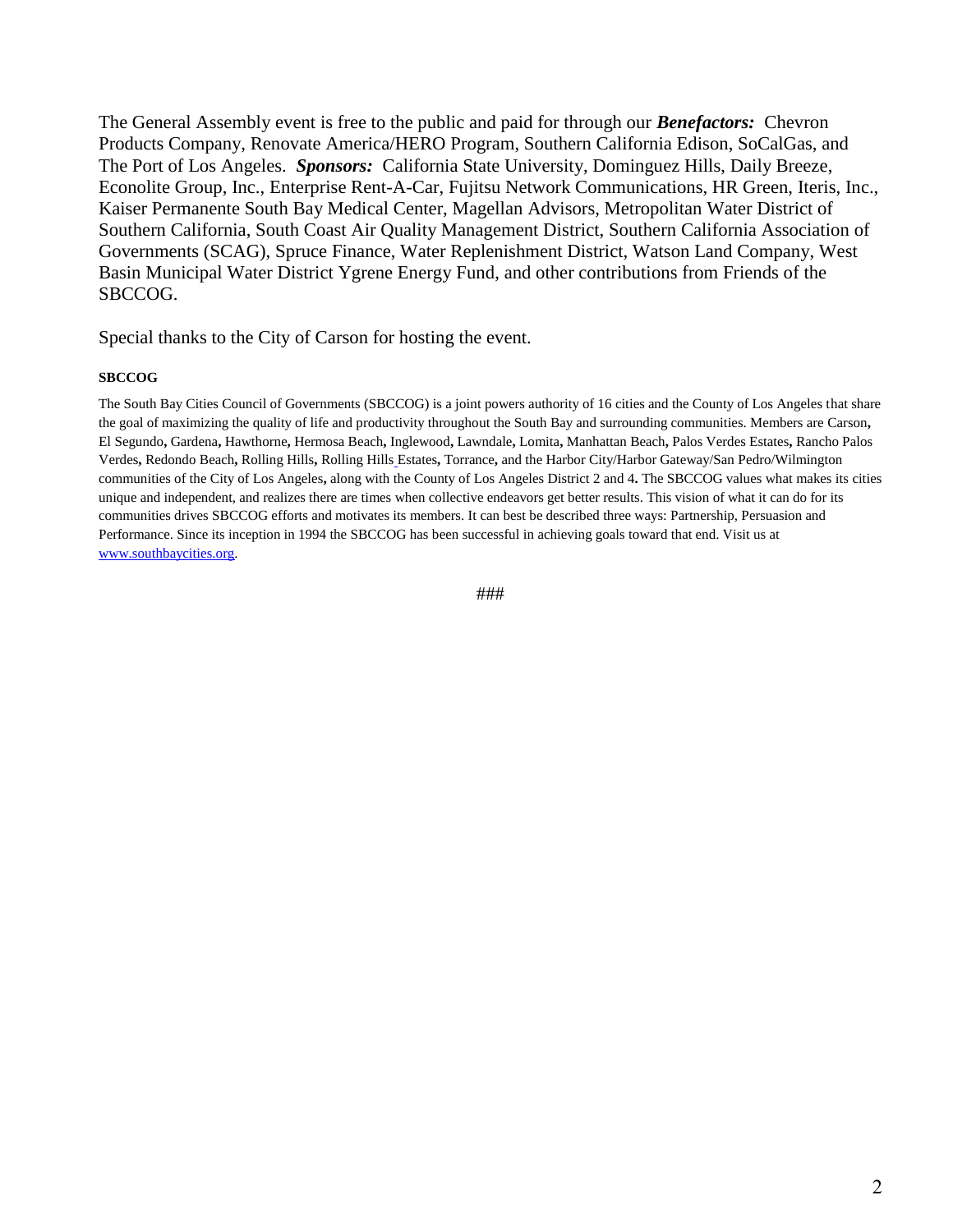The General Assembly event is free to the public and paid for through our ***Benefactors:*** Chevron Products Company, Renovate America/HERO Program, Southern California Edison, SoCalGas, and The Port of Los Angeles. ***Sponsors:*** California State University, Dominguez Hills, Daily Breeze, Econolite Group, Inc., Enterprise Rent-A-Car, Fujitsu Network Communications, HR Green, Iteris, Inc., Kaiser Permanente South Bay Medical Center, Magellan Advisors, Metropolitan Water District of Southern California, South Coast Air Quality Management District, Southern California Association of Governments (SCAG), Spruce Finance, Water Replenishment District, Watson Land Company, West Basin Municipal Water District Ygrene Energy Fund, and other contributions from Friends of the SBCCOG.

Special thanks to the City of Carson for hosting the event.

**SBCCOG**

The South Bay Cities Council of Governments (SBCCOG) is a joint powers authority of 16 cities and the County of Los Angeles that share the goal of maximizing the quality of life and productivity throughout the South Bay and surrounding communities. Members are Carson, El Segundo, Gardena, Hawthorne, Hermosa Beach, Inglewood, Lawndale, Lomita, Manhattan Beach, Palos Verdes Estates, Rancho Palos Verdes, Redondo Beach, Rolling Hills, Rolling Hills Estates, Torrance, and the Harbor City/Harbor Gateway/San Pedro/Wilmington communities of the City of Los Angeles, along with the County of Los Angeles District 2 and 4. The SBCCOG values what makes its cities unique and independent, and realizes there are times when collective endeavors get better results. This vision of what it can do for its communities drives SBCCOG efforts and motivates its members. It can best be described three ways: Partnership, Persuasion and Performance. Since its inception in 1994 the SBCCOG has been successful in achieving goals toward that end. Visit us at www.southbaycities.org.

###